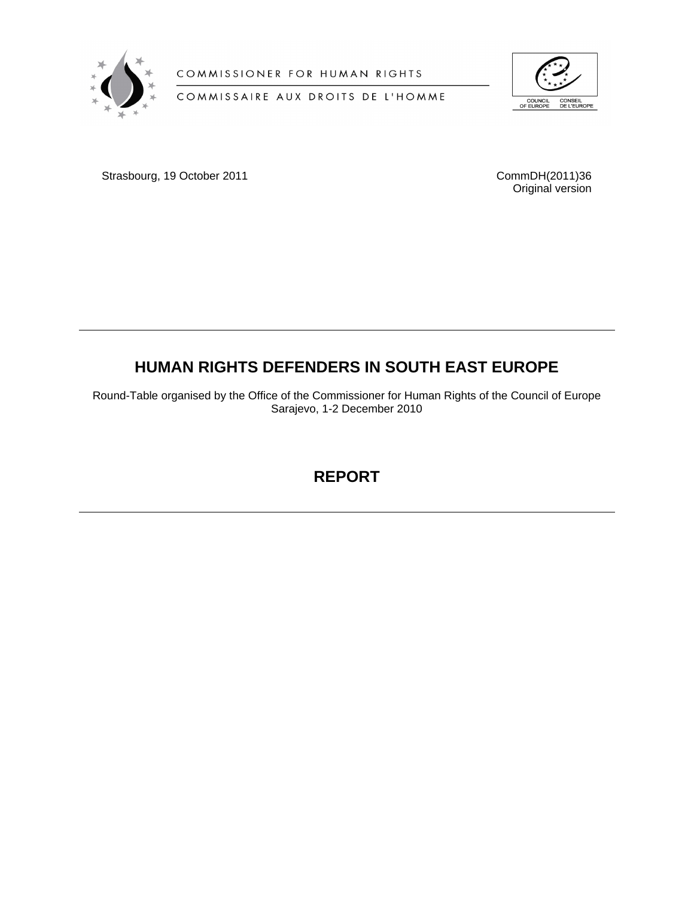COMMISSIONER FOR HUMAN RIGHTS

COMMISSAIRE AUX DROITS DE L'HOMME

COUNCIL OF EUROPE CONSEIL DE L'EUROPE

Strasbourg, 19 October 2011

CommDH(2011)36
Original version

# HUMAN RIGHTS DEFENDERS IN SOUTH EAST EUROPE

Round-Table organised by the Office of the Commissioner for Human Rights of the Council of Europe
Sarajevo, 1-2 December 2010

## REPORT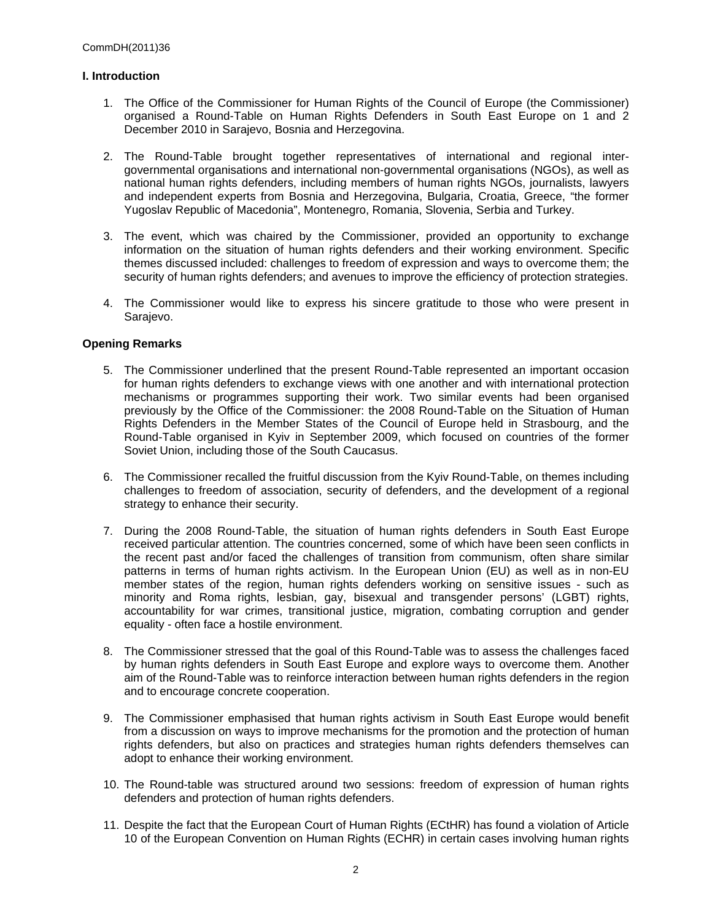## I. Introduction

1. The Office of the Commissioner for Human Rights of the Council of Europe (the Commissioner) organised a Round-Table on Human Rights Defenders in South East Europe on 1 and 2 December 2010 in Sarajevo, Bosnia and Herzegovina.

2. The Round-Table brought together representatives of international and regional inter-governmental organisations and international non-governmental organisations (NGOs), as well as national human rights defenders, including members of human rights NGOs, journalists, lawyers and independent experts from Bosnia and Herzegovina, Bulgaria, Croatia, Greece, "the former Yugoslav Republic of Macedonia", Montenegro, Romania, Slovenia, Serbia and Turkey.

3. The event, which was chaired by the Commissioner, provided an opportunity to exchange information on the situation of human rights defenders and their working environment. Specific themes discussed included: challenges to freedom of expression and ways to overcome them; the security of human rights defenders; and avenues to improve the efficiency of protection strategies.

4. The Commissioner would like to express his sincere gratitude to those who were present in Sarajevo.

### Opening Remarks

5. The Commissioner underlined that the present Round-Table represented an important occasion for human rights defenders to exchange views with one another and with international protection mechanisms or programmes supporting their work. Two similar events had been organised previously by the Office of the Commissioner: the 2008 Round-Table on the Situation of Human Rights Defenders in the Member States of the Council of Europe held in Strasbourg, and the Round-Table organised in Kyiv in September 2009, which focused on countries of the former Soviet Union, including those of the South Caucasus.

6. The Commissioner recalled the fruitful discussion from the Kyiv Round-Table, on themes including challenges to freedom of association, security of defenders, and the development of a regional strategy to enhance their security.

7. During the 2008 Round-Table, the situation of human rights defenders in South East Europe received particular attention. The countries concerned, some of which have been seen conflicts in the recent past and/or faced the challenges of transition from communism, often share similar patterns in terms of human rights activism. In the European Union (EU) as well as in non-EU member states of the region, human rights defenders working on sensitive issues - such as minority and Roma rights, lesbian, gay, bisexual and transgender persons' (LGBT) rights, accountability for war crimes, transitional justice, migration, combating corruption and gender equality - often face a hostile environment.

8. The Commissioner stressed that the goal of this Round-Table was to assess the challenges faced by human rights defenders in South East Europe and explore ways to overcome them. Another aim of the Round-Table was to reinforce interaction between human rights defenders in the region and to encourage concrete cooperation.

9. The Commissioner emphasised that human rights activism in South East Europe would benefit from a discussion on ways to improve mechanisms for the promotion and the protection of human rights defenders, but also on practices and strategies human rights defenders themselves can adopt to enhance their working environment.

10. The Round-table was structured around two sessions: freedom of expression of human rights defenders and protection of human rights defenders.

11. Despite the fact that the European Court of Human Rights (ECtHR) has found a violation of Article 10 of the European Convention on Human Rights (ECHR) in certain cases involving human rights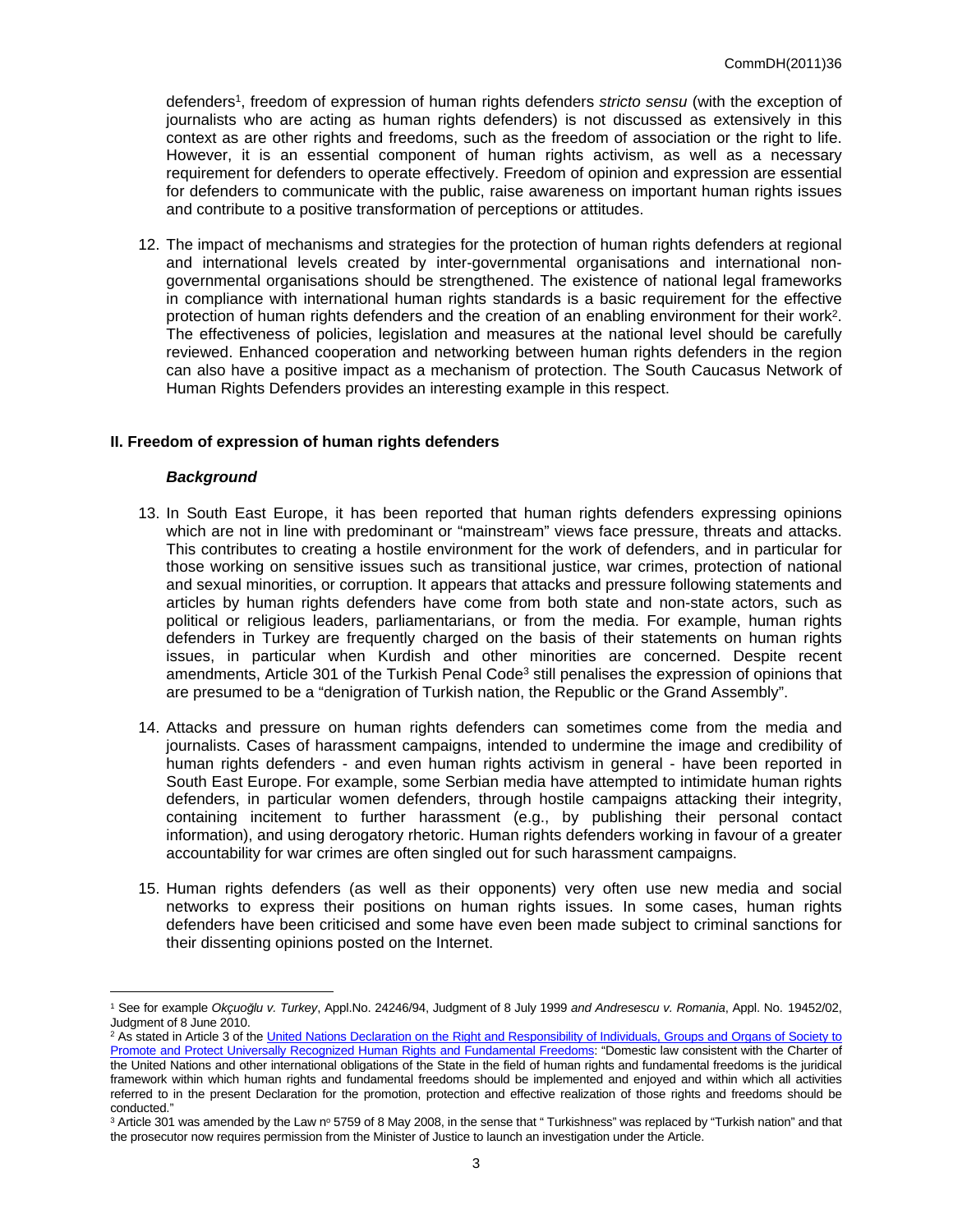defenders[1], freedom of expression of human rights defenders *stricto sensu* (with the exception of journalists who are acting as human rights defenders) is not discussed as extensively in this context as are other rights and freedoms, such as the freedom of association or the right to life. However, it is an essential component of human rights activism, as well as a necessary requirement for defenders to operate effectively. Freedom of opinion and expression are essential for defenders to communicate with the public, raise awareness on important human rights issues and contribute to a positive transformation of perceptions or attitudes.

12. The impact of mechanisms and strategies for the protection of human rights defenders at regional and international levels created by inter-governmental organisations and international non-governmental organisations should be strengthened. The existence of national legal frameworks in compliance with international human rights standards is a basic requirement for the effective protection of human rights defenders and the creation of an enabling environment for their work[2]. The effectiveness of policies, legislation and measures at the national level should be carefully reviewed. Enhanced cooperation and networking between human rights defenders in the region can also have a positive impact as a mechanism of protection. The South Caucasus Network of Human Rights Defenders provides an interesting example in this respect.

## II. Freedom of expression of human rights defenders

### *Background*

13. In South East Europe, it has been reported that human rights defenders expressing opinions which are not in line with predominant or "mainstream" views face pressure, threats and attacks. This contributes to creating a hostile environment for the work of defenders, and in particular for those working on sensitive issues such as transitional justice, war crimes, protection of national and sexual minorities, or corruption. It appears that attacks and pressure following statements and articles by human rights defenders have come from both state and non-state actors, such as political or religious leaders, parliamentarians, or from the media. For example, human rights defenders in Turkey are frequently charged on the basis of their statements on human rights issues, in particular when Kurdish and other minorities are concerned. Despite recent amendments, Article 301 of the Turkish Penal Code[3] still penalises the expression of opinions that are presumed to be a "denigration of Turkish nation, the Republic or the Grand Assembly".

14. Attacks and pressure on human rights defenders can sometimes come from the media and journalists. Cases of harassment campaigns, intended to undermine the image and credibility of human rights defenders - and even human rights activism in general - have been reported in South East Europe. For example, some Serbian media have attempted to intimidate human rights defenders, in particular women defenders, through hostile campaigns attacking their integrity, containing incitement to further harassment (e.g., by publishing their personal contact information), and using derogatory rhetoric. Human rights defenders working in favour of a greater accountability for war crimes are often singled out for such harassment campaigns.

15. Human rights defenders (as well as their opponents) very often use new media and social networks to express their positions on human rights issues. In some cases, human rights defenders have been criticised and some have even been made subject to criminal sanctions for their dissenting opinions posted on the Internet.

---

[1] See for example *Okçuoğlu v. Turkey*, Appl.No. 24246/94, Judgment of 8 July 1999 *and Andresescu v. Romania*, Appl. No. 19452/02, Judgment of 8 June 2010.

[2] As stated in Article 3 of the United Nations Declaration on the Right and Responsibility of Individuals, Groups and Organs of Society to Promote and Protect Universally Recognized Human Rights and Fundamental Freedoms: "Domestic law consistent with the Charter of the United Nations and other international obligations of the State in the field of human rights and fundamental freedoms is the juridical framework within which human rights and fundamental freedoms should be implemented and enjoyed and within which all activities referred to in the present Declaration for the promotion, protection and effective realization of those rights and freedoms should be conducted."

[3] Article 301 was amended by the Law nº 5759 of 8 May 2008, in the sense that " Turkishness" was replaced by "Turkish nation" and that the prosecutor now requires permission from the Minister of Justice to launch an investigation under the Article.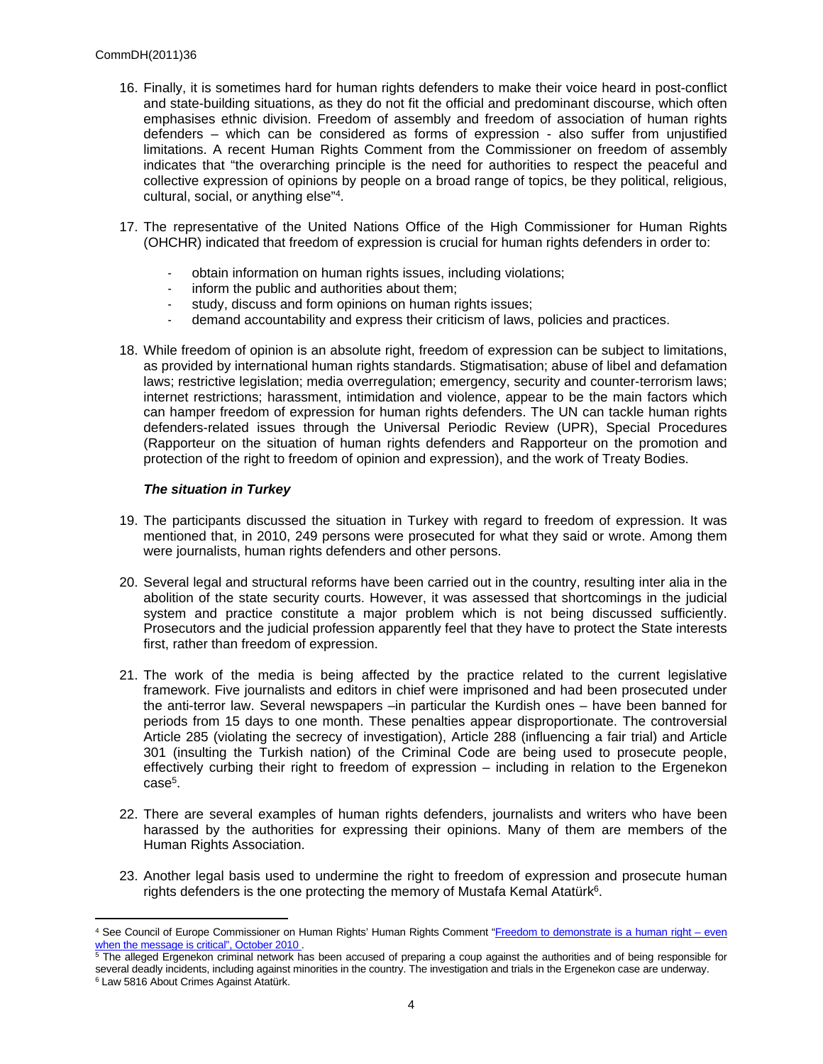16. Finally, it is sometimes hard for human rights defenders to make their voice heard in post-conflict and state-building situations, as they do not fit the official and predominant discourse, which often emphasises ethnic division. Freedom of assembly and freedom of association of human rights defenders – which can be considered as forms of expression - also suffer from unjustified limitations. A recent Human Rights Comment from the Commissioner on freedom of assembly indicates that "the overarching principle is the need for authorities to respect the peaceful and collective expression of opinions by people on a broad range of topics, be they political, religious, cultural, social, or anything else"[4].

17. The representative of the United Nations Office of the High Commissioner for Human Rights (OHCHR) indicated that freedom of expression is crucial for human rights defenders in order to:

    - obtain information on human rights issues, including violations;
    - inform the public and authorities about them;
    - study, discuss and form opinions on human rights issues;
    - demand accountability and express their criticism of laws, policies and practices.

18. While freedom of opinion is an absolute right, freedom of expression can be subject to limitations, as provided by international human rights standards. Stigmatisation; abuse of libel and defamation laws; restrictive legislation; media overregulation; emergency, security and counter-terrorism laws; internet restrictions; harassment, intimidation and violence, appear to be the main factors which can hamper freedom of expression for human rights defenders. The UN can tackle human rights defenders-related issues through the Universal Periodic Review (UPR), Special Procedures (Rapporteur on the situation of human rights defenders and Rapporteur on the promotion and protection of the right to freedom of opinion and expression), and the work of Treaty Bodies.

### *The situation in Turkey*

19. The participants discussed the situation in Turkey with regard to freedom of expression. It was mentioned that, in 2010, 249 persons were prosecuted for what they said or wrote. Among them were journalists, human rights defenders and other persons.

20. Several legal and structural reforms have been carried out in the country, resulting inter alia in the abolition of the state security courts. However, it was assessed that shortcomings in the judicial system and practice constitute a major problem which is not being discussed sufficiently. Prosecutors and the judicial profession apparently feel that they have to protect the State interests first, rather than freedom of expression.

21. The work of the media is being affected by the practice related to the current legislative framework. Five journalists and editors in chief were imprisoned and had been prosecuted under the anti-terror law. Several newspapers –in particular the Kurdish ones – have been banned for periods from 15 days to one month. These penalties appear disproportionate. The controversial Article 285 (violating the secrecy of investigation), Article 288 (influencing a fair trial) and Article 301 (insulting the Turkish nation) of the Criminal Code are being used to prosecute people, effectively curbing their right to freedom of expression – including in relation to the Ergenekon case[5].

22. There are several examples of human rights defenders, journalists and writers who have been harassed by the authorities for expressing their opinions. Many of them are members of the Human Rights Association.

23. Another legal basis used to undermine the right to freedom of expression and prosecute human rights defenders is the one protecting the memory of Mustafa Kemal Atatürk[6].

---

[4] See Council of Europe Commissioner on Human Rights' Human Rights Comment "Freedom to demonstrate is a human right – even when the message is critical", October 2010 .

[5] The alleged Ergenekon criminal network has been accused of preparing a coup against the authorities and of being responsible for several deadly incidents, including against minorities in the country. The investigation and trials in the Ergenekon case are underway.

[6] Law 5816 About Crimes Against Atatürk.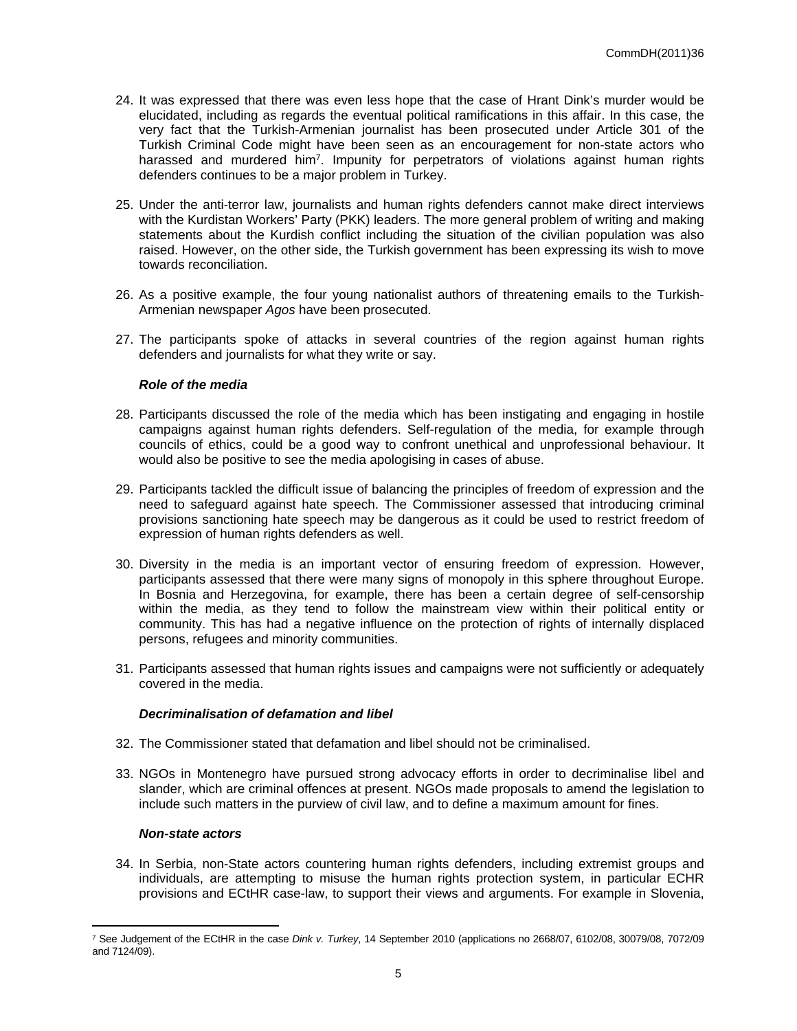24. It was expressed that there was even less hope that the case of Hrant Dink's murder would be elucidated, including as regards the eventual political ramifications in this affair. In this case, the very fact that the Turkish-Armenian journalist has been prosecuted under Article 301 of the Turkish Criminal Code might have been seen as an encouragement for non-state actors who harassed and murdered him[7]. Impunity for perpetrators of violations against human rights defenders continues to be a major problem in Turkey.

25. Under the anti-terror law, journalists and human rights defenders cannot make direct interviews with the Kurdistan Workers' Party (PKK) leaders. The more general problem of writing and making statements about the Kurdish conflict including the situation of the civilian population was also raised. However, on the other side, the Turkish government has been expressing its wish to move towards reconciliation.

26. As a positive example, the four young nationalist authors of threatening emails to the Turkish-Armenian newspaper *Agos* have been prosecuted.

27. The participants spoke of attacks in several countries of the region against human rights defenders and journalists for what they write or say.

***Role of the media***

28. Participants discussed the role of the media which has been instigating and engaging in hostile campaigns against human rights defenders. Self-regulation of the media, for example through councils of ethics, could be a good way to confront unethical and unprofessional behaviour. It would also be positive to see the media apologising in cases of abuse.

29. Participants tackled the difficult issue of balancing the principles of freedom of expression and the need to safeguard against hate speech. The Commissioner assessed that introducing criminal provisions sanctioning hate speech may be dangerous as it could be used to restrict freedom of expression of human rights defenders as well.

30. Diversity in the media is an important vector of ensuring freedom of expression. However, participants assessed that there were many signs of monopoly in this sphere throughout Europe. In Bosnia and Herzegovina, for example, there has been a certain degree of self-censorship within the media, as they tend to follow the mainstream view within their political entity or community. This has had a negative influence on the protection of rights of internally displaced persons, refugees and minority communities.

31. Participants assessed that human rights issues and campaigns were not sufficiently or adequately covered in the media.

***Decriminalisation of defamation and libel***

32. The Commissioner stated that defamation and libel should not be criminalised.

33. NGOs in Montenegro have pursued strong advocacy efforts in order to decriminalise libel and slander, which are criminal offences at present. NGOs made proposals to amend the legislation to include such matters in the purview of civil law, and to define a maximum amount for fines.

***Non-state actors***

34. In Serbia, non-State actors countering human rights defenders, including extremist groups and individuals, are attempting to misuse the human rights protection system, in particular ECHR provisions and ECtHR case-law, to support their views and arguments. For example in Slovenia,

[7] See Judgement of the ECtHR in the case *Dink v. Turkey*, 14 September 2010 (applications no 2668/07, 6102/08, 30079/08, 7072/09 and 7124/09).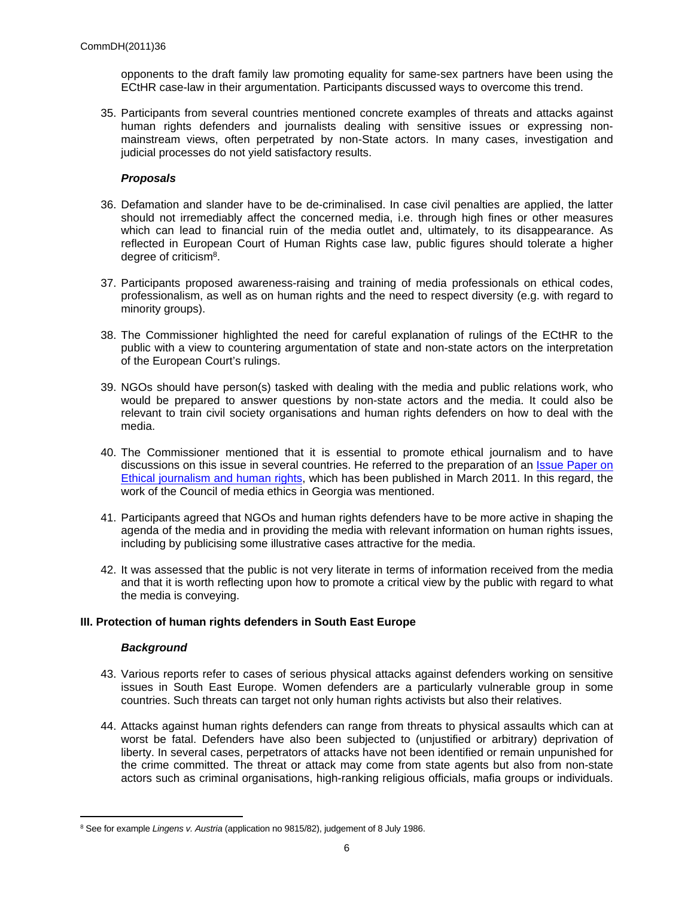opponents to the draft family law promoting equality for same-sex partners have been using the ECtHR case-law in their argumentation. Participants discussed ways to overcome this trend.

35. Participants from several countries mentioned concrete examples of threats and attacks against human rights defenders and journalists dealing with sensitive issues or expressing non-mainstream views, often perpetrated by non-State actors. In many cases, investigation and judicial processes do not yield satisfactory results.

***Proposals***

36. Defamation and slander have to be de-criminalised. In case civil penalties are applied, the latter should not irremediably affect the concerned media, i.e. through high fines or other measures which can lead to financial ruin of the media outlet and, ultimately, to its disappearance. As reflected in European Court of Human Rights case law, public figures should tolerate a higher degree of criticism[8].

37. Participants proposed awareness-raising and training of media professionals on ethical codes, professionalism, as well as on human rights and the need to respect diversity (e.g. with regard to minority groups).

38. The Commissioner highlighted the need for careful explanation of rulings of the ECtHR to the public with a view to countering argumentation of state and non-state actors on the interpretation of the European Court's rulings.

39. NGOs should have person(s) tasked with dealing with the media and public relations work, who would be prepared to answer questions by non-state actors and the media. It could also be relevant to train civil society organisations and human rights defenders on how to deal with the media.

40. The Commissioner mentioned that it is essential to promote ethical journalism and to have discussions on this issue in several countries. He referred to the preparation of an Issue Paper on Ethical journalism and human rights, which has been published in March 2011. In this regard, the work of the Council of media ethics in Georgia was mentioned.

41. Participants agreed that NGOs and human rights defenders have to be more active in shaping the agenda of the media and in providing the media with relevant information on human rights issues, including by publicising some illustrative cases attractive for the media.

42. It was assessed that the public is not very literate in terms of information received from the media and that it is worth reflecting upon how to promote a critical view by the public with regard to what the media is conveying.

## III. Protection of human rights defenders in South East Europe

***Background***

43. Various reports refer to cases of serious physical attacks against defenders working on sensitive issues in South East Europe. Women defenders are a particularly vulnerable group in some countries. Such threats can target not only human rights activists but also their relatives.

44. Attacks against human rights defenders can range from threats to physical assaults which can at worst be fatal. Defenders have also been subjected to (unjustified or arbitrary) deprivation of liberty. In several cases, perpetrators of attacks have not been identified or remain unpunished for the crime committed. The threat or attack may come from state agents but also from non-state actors such as criminal organisations, high-ranking religious officials, mafia groups or individuals.

---

[8] See for example *Lingens v. Austria* (application no 9815/82), judgement of 8 July 1986.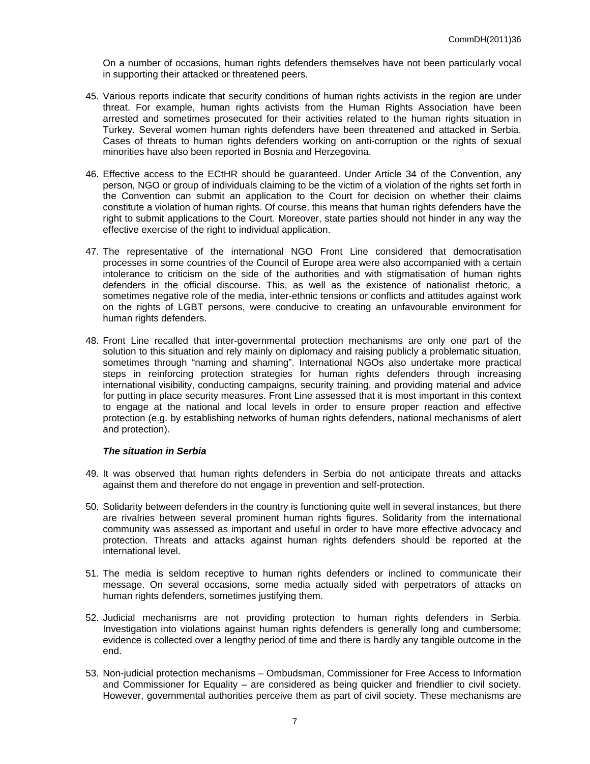On a number of occasions, human rights defenders themselves have not been particularly vocal in supporting their attacked or threatened peers.

45. Various reports indicate that security conditions of human rights activists in the region are under threat. For example, human rights activists from the Human Rights Association have been arrested and sometimes prosecuted for their activities related to the human rights situation in Turkey. Several women human rights defenders have been threatened and attacked in Serbia. Cases of threats to human rights defenders working on anti-corruption or the rights of sexual minorities have also been reported in Bosnia and Herzegovina.

46. Effective access to the ECtHR should be guaranteed. Under Article 34 of the Convention, any person, NGO or group of individuals claiming to be the victim of a violation of the rights set forth in the Convention can submit an application to the Court for decision on whether their claims constitute a violation of human rights. Of course, this means that human rights defenders have the right to submit applications to the Court. Moreover, state parties should not hinder in any way the effective exercise of the right to individual application.

47. The representative of the international NGO Front Line considered that democratisation processes in some countries of the Council of Europe area were also accompanied with a certain intolerance to criticism on the side of the authorities and with stigmatisation of human rights defenders in the official discourse. This, as well as the existence of nationalist rhetoric, a sometimes negative role of the media, inter-ethnic tensions or conflicts and attitudes against work on the rights of LGBT persons, were conducive to creating an unfavourable environment for human rights defenders.

48. Front Line recalled that inter-governmental protection mechanisms are only one part of the solution to this situation and rely mainly on diplomacy and raising publicly a problematic situation, sometimes through "naming and shaming". International NGOs also undertake more practical steps in reinforcing protection strategies for human rights defenders through increasing international visibility, conducting campaigns, security training, and providing material and advice for putting in place security measures. Front Line assessed that it is most important in this context to engage at the national and local levels in order to ensure proper reaction and effective protection (e.g. by establishing networks of human rights defenders, national mechanisms of alert and protection).

***The situation in Serbia***

49. It was observed that human rights defenders in Serbia do not anticipate threats and attacks against them and therefore do not engage in prevention and self-protection.

50. Solidarity between defenders in the country is functioning quite well in several instances, but there are rivalries between several prominent human rights figures. Solidarity from the international community was assessed as important and useful in order to have more effective advocacy and protection. Threats and attacks against human rights defenders should be reported at the international level.

51. The media is seldom receptive to human rights defenders or inclined to communicate their message. On several occasions, some media actually sided with perpetrators of attacks on human rights defenders, sometimes justifying them.

52. Judicial mechanisms are not providing protection to human rights defenders in Serbia. Investigation into violations against human rights defenders is generally long and cumbersome; evidence is collected over a lengthy period of time and there is hardly any tangible outcome in the end.

53. Non-judicial protection mechanisms – Ombudsman, Commissioner for Free Access to Information and Commissioner for Equality – are considered as being quicker and friendlier to civil society. However, governmental authorities perceive them as part of civil society. These mechanisms are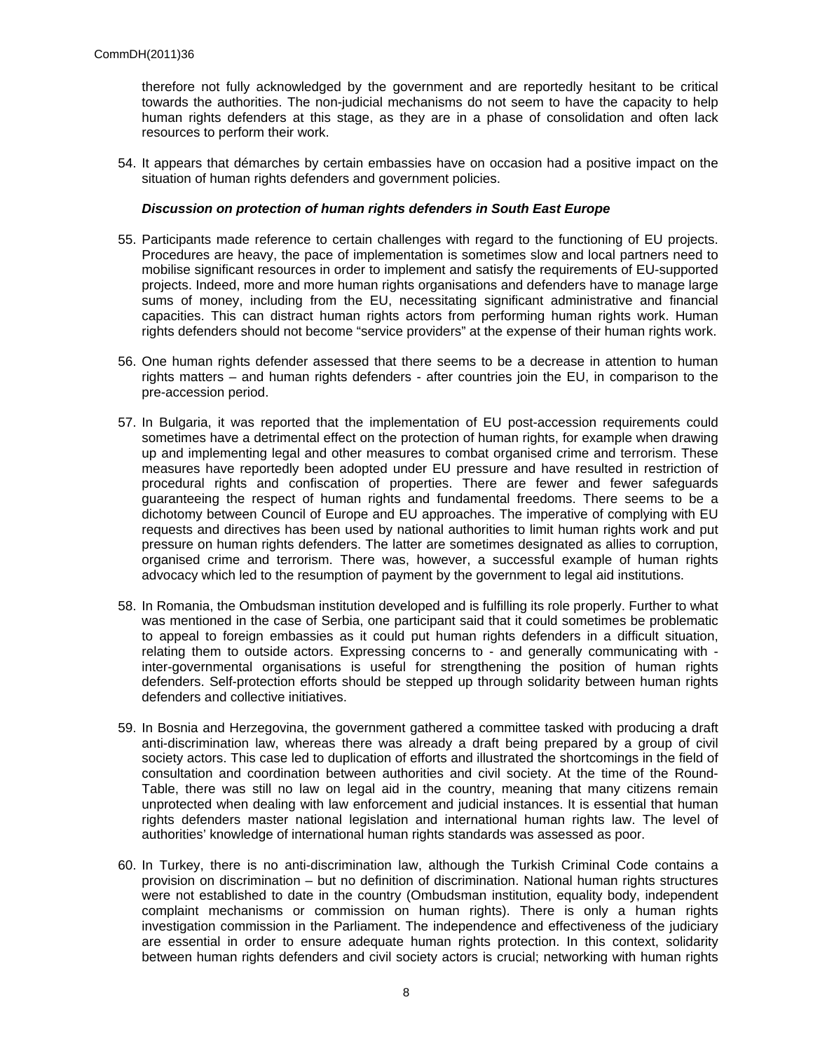therefore not fully acknowledged by the government and are reportedly hesitant to be critical towards the authorities. The non-judicial mechanisms do not seem to have the capacity to help human rights defenders at this stage, as they are in a phase of consolidation and often lack resources to perform their work.

54. It appears that démarches by certain embassies have on occasion had a positive impact on the situation of human rights defenders and government policies.

***Discussion on protection of human rights defenders in South East Europe***

55. Participants made reference to certain challenges with regard to the functioning of EU projects. Procedures are heavy, the pace of implementation is sometimes slow and local partners need to mobilise significant resources in order to implement and satisfy the requirements of EU-supported projects. Indeed, more and more human rights organisations and defenders have to manage large sums of money, including from the EU, necessitating significant administrative and financial capacities. This can distract human rights actors from performing human rights work. Human rights defenders should not become "service providers" at the expense of their human rights work.

56. One human rights defender assessed that there seems to be a decrease in attention to human rights matters – and human rights defenders - after countries join the EU, in comparison to the pre-accession period.

57. In Bulgaria, it was reported that the implementation of EU post-accession requirements could sometimes have a detrimental effect on the protection of human rights, for example when drawing up and implementing legal and other measures to combat organised crime and terrorism. These measures have reportedly been adopted under EU pressure and have resulted in restriction of procedural rights and confiscation of properties. There are fewer and fewer safeguards guaranteeing the respect of human rights and fundamental freedoms. There seems to be a dichotomy between Council of Europe and EU approaches. The imperative of complying with EU requests and directives has been used by national authorities to limit human rights work and put pressure on human rights defenders. The latter are sometimes designated as allies to corruption, organised crime and terrorism. There was, however, a successful example of human rights advocacy which led to the resumption of payment by the government to legal aid institutions.

58. In Romania, the Ombudsman institution developed and is fulfilling its role properly. Further to what was mentioned in the case of Serbia, one participant said that it could sometimes be problematic to appeal to foreign embassies as it could put human rights defenders in a difficult situation, relating them to outside actors. Expressing concerns to - and generally communicating with - inter-governmental organisations is useful for strengthening the position of human rights defenders. Self-protection efforts should be stepped up through solidarity between human rights defenders and collective initiatives.

59. In Bosnia and Herzegovina, the government gathered a committee tasked with producing a draft anti-discrimination law, whereas there was already a draft being prepared by a group of civil society actors. This case led to duplication of efforts and illustrated the shortcomings in the field of consultation and coordination between authorities and civil society. At the time of the Round-Table, there was still no law on legal aid in the country, meaning that many citizens remain unprotected when dealing with law enforcement and judicial instances. It is essential that human rights defenders master national legislation and international human rights law. The level of authorities' knowledge of international human rights standards was assessed as poor.

60. In Turkey, there is no anti-discrimination law, although the Turkish Criminal Code contains a provision on discrimination – but no definition of discrimination. National human rights structures were not established to date in the country (Ombudsman institution, equality body, independent complaint mechanisms or commission on human rights). There is only a human rights investigation commission in the Parliament. The independence and effectiveness of the judiciary are essential in order to ensure adequate human rights protection. In this context, solidarity between human rights defenders and civil society actors is crucial; networking with human rights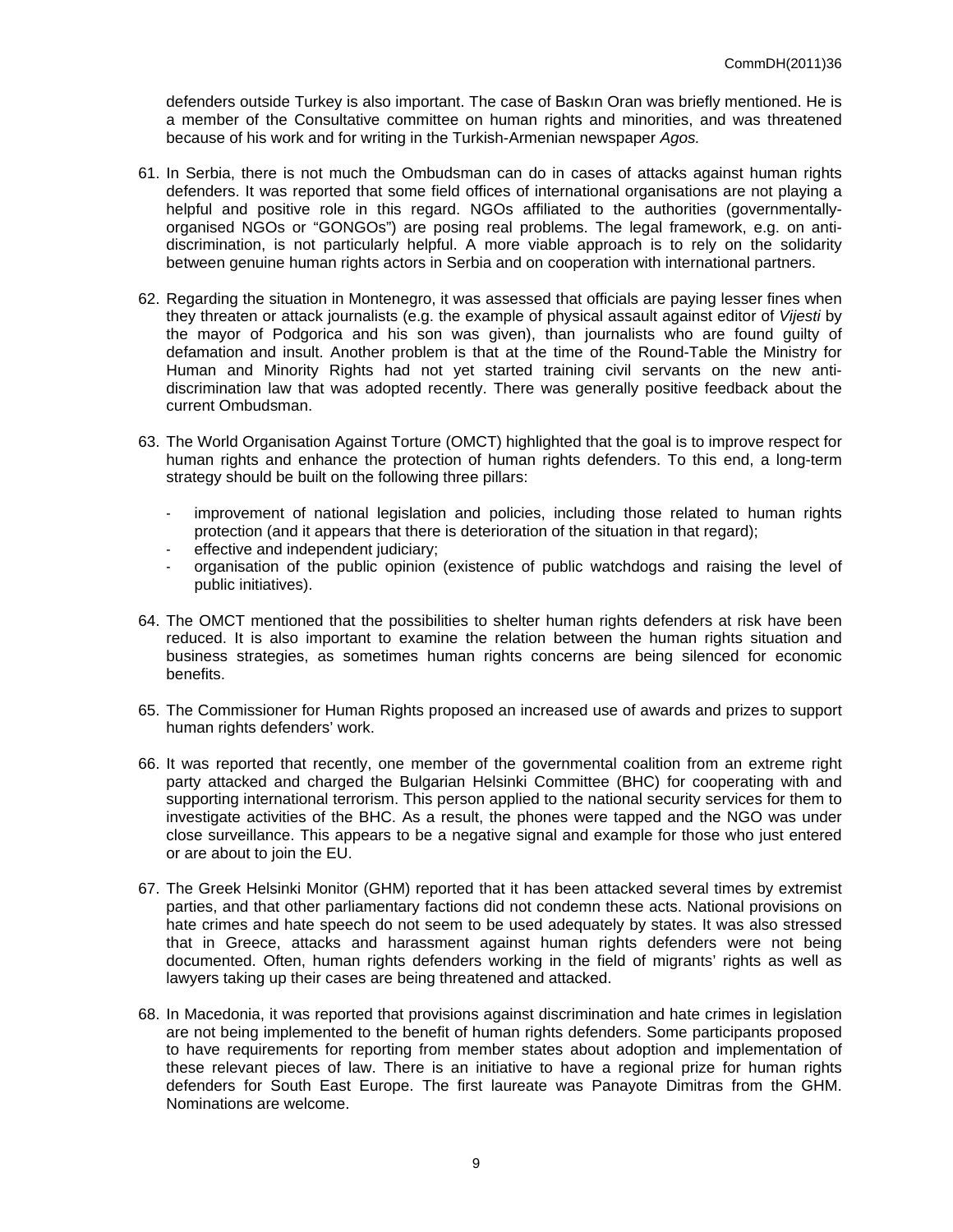defenders outside Turkey is also important. The case of Baskın Oran was briefly mentioned. He is a member of the Consultative committee on human rights and minorities, and was threatened because of his work and for writing in the Turkish-Armenian newspaper *Agos.*

61. In Serbia, there is not much the Ombudsman can do in cases of attacks against human rights defenders. It was reported that some field offices of international organisations are not playing a helpful and positive role in this regard. NGOs affiliated to the authorities (governmentally-organised NGOs or "GONGOs") are posing real problems. The legal framework, e.g. on anti-discrimination, is not particularly helpful. A more viable approach is to rely on the solidarity between genuine human rights actors in Serbia and on cooperation with international partners.

62. Regarding the situation in Montenegro, it was assessed that officials are paying lesser fines when they threaten or attack journalists (e.g. the example of physical assault against editor of *Vijesti* by the mayor of Podgorica and his son was given), than journalists who are found guilty of defamation and insult. Another problem is that at the time of the Round-Table the Ministry for Human and Minority Rights had not yet started training civil servants on the new anti-discrimination law that was adopted recently. There was generally positive feedback about the current Ombudsman.

63. The World Organisation Against Torture (OMCT) highlighted that the goal is to improve respect for human rights and enhance the protection of human rights defenders. To this end, a long-term strategy should be built on the following three pillars:

   - improvement of national legislation and policies, including those related to human rights protection (and it appears that there is deterioration of the situation in that regard);
   - effective and independent judiciary;
   - organisation of the public opinion (existence of public watchdogs and raising the level of public initiatives).

64. The OMCT mentioned that the possibilities to shelter human rights defenders at risk have been reduced. It is also important to examine the relation between the human rights situation and business strategies, as sometimes human rights concerns are being silenced for economic benefits.

65. The Commissioner for Human Rights proposed an increased use of awards and prizes to support human rights defenders' work.

66. It was reported that recently, one member of the governmental coalition from an extreme right party attacked and charged the Bulgarian Helsinki Committee (BHC) for cooperating with and supporting international terrorism. This person applied to the national security services for them to investigate activities of the BHC. As a result, the phones were tapped and the NGO was under close surveillance. This appears to be a negative signal and example for those who just entered or are about to join the EU.

67. The Greek Helsinki Monitor (GHM) reported that it has been attacked several times by extremist parties, and that other parliamentary factions did not condemn these acts. National provisions on hate crimes and hate speech do not seem to be used adequately by states. It was also stressed that in Greece, attacks and harassment against human rights defenders were not being documented. Often, human rights defenders working in the field of migrants' rights as well as lawyers taking up their cases are being threatened and attacked.

68. In Macedonia, it was reported that provisions against discrimination and hate crimes in legislation are not being implemented to the benefit of human rights defenders. Some participants proposed to have requirements for reporting from member states about adoption and implementation of these relevant pieces of law. There is an initiative to have a regional prize for human rights defenders for South East Europe. The first laureate was Panayote Dimitras from the GHM. Nominations are welcome.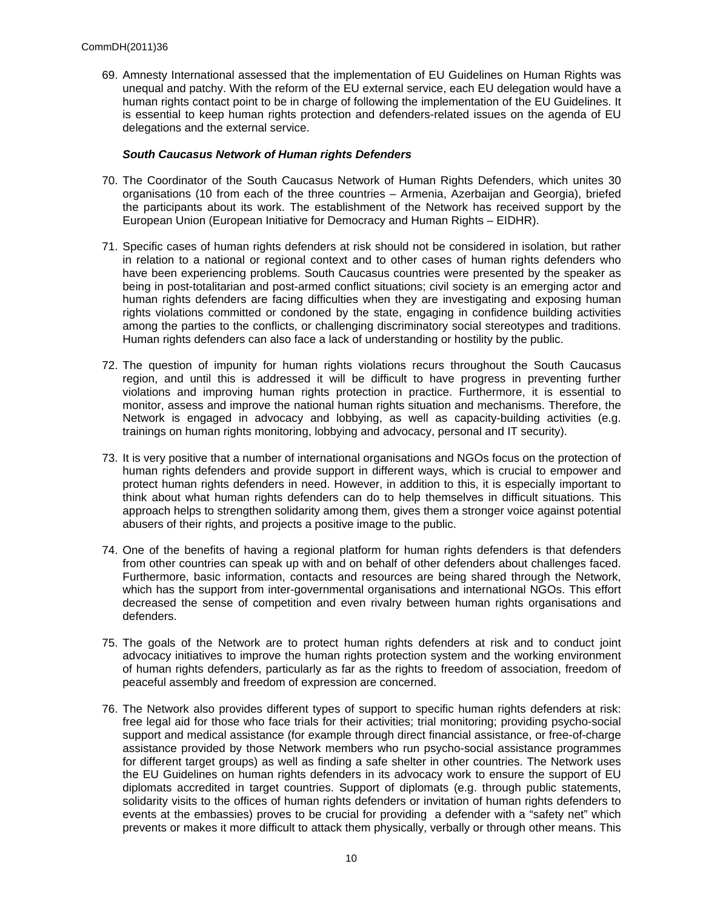69. Amnesty International assessed that the implementation of EU Guidelines on Human Rights was unequal and patchy. With the reform of the EU external service, each EU delegation would have a human rights contact point to be in charge of following the implementation of the EU Guidelines. It is essential to keep human rights protection and defenders-related issues on the agenda of EU delegations and the external service.

***South Caucasus Network of Human rights Defenders***

70. The Coordinator of the South Caucasus Network of Human Rights Defenders, which unites 30 organisations (10 from each of the three countries – Armenia, Azerbaijan and Georgia), briefed the participants about its work. The establishment of the Network has received support by the European Union (European Initiative for Democracy and Human Rights – EIDHR).

71. Specific cases of human rights defenders at risk should not be considered in isolation, but rather in relation to a national or regional context and to other cases of human rights defenders who have been experiencing problems. South Caucasus countries were presented by the speaker as being in post-totalitarian and post-armed conflict situations; civil society is an emerging actor and human rights defenders are facing difficulties when they are investigating and exposing human rights violations committed or condoned by the state, engaging in confidence building activities among the parties to the conflicts, or challenging discriminatory social stereotypes and traditions. Human rights defenders can also face a lack of understanding or hostility by the public.

72. The question of impunity for human rights violations recurs throughout the South Caucasus region, and until this is addressed it will be difficult to have progress in preventing further violations and improving human rights protection in practice. Furthermore, it is essential to monitor, assess and improve the national human rights situation and mechanisms. Therefore, the Network is engaged in advocacy and lobbying, as well as capacity-building activities (e.g. trainings on human rights monitoring, lobbying and advocacy, personal and IT security).

73. It is very positive that a number of international organisations and NGOs focus on the protection of human rights defenders and provide support in different ways, which is crucial to empower and protect human rights defenders in need. However, in addition to this, it is especially important to think about what human rights defenders can do to help themselves in difficult situations. This approach helps to strengthen solidarity among them, gives them a stronger voice against potential abusers of their rights, and projects a positive image to the public.

74. One of the benefits of having a regional platform for human rights defenders is that defenders from other countries can speak up with and on behalf of other defenders about challenges faced. Furthermore, basic information, contacts and resources are being shared through the Network, which has the support from inter-governmental organisations and international NGOs. This effort decreased the sense of competition and even rivalry between human rights organisations and defenders.

75. The goals of the Network are to protect human rights defenders at risk and to conduct joint advocacy initiatives to improve the human rights protection system and the working environment of human rights defenders, particularly as far as the rights to freedom of association, freedom of peaceful assembly and freedom of expression are concerned.

76. The Network also provides different types of support to specific human rights defenders at risk: free legal aid for those who face trials for their activities; trial monitoring; providing psycho-social support and medical assistance (for example through direct financial assistance, or free-of-charge assistance provided by those Network members who run psycho-social assistance programmes for different target groups) as well as finding a safe shelter in other countries. The Network uses the EU Guidelines on human rights defenders in its advocacy work to ensure the support of EU diplomats accredited in target countries. Support of diplomats (e.g. through public statements, solidarity visits to the offices of human rights defenders or invitation of human rights defenders to events at the embassies) proves to be crucial for providing a defender with a "safety net" which prevents or makes it more difficult to attack them physically, verbally or through other means. This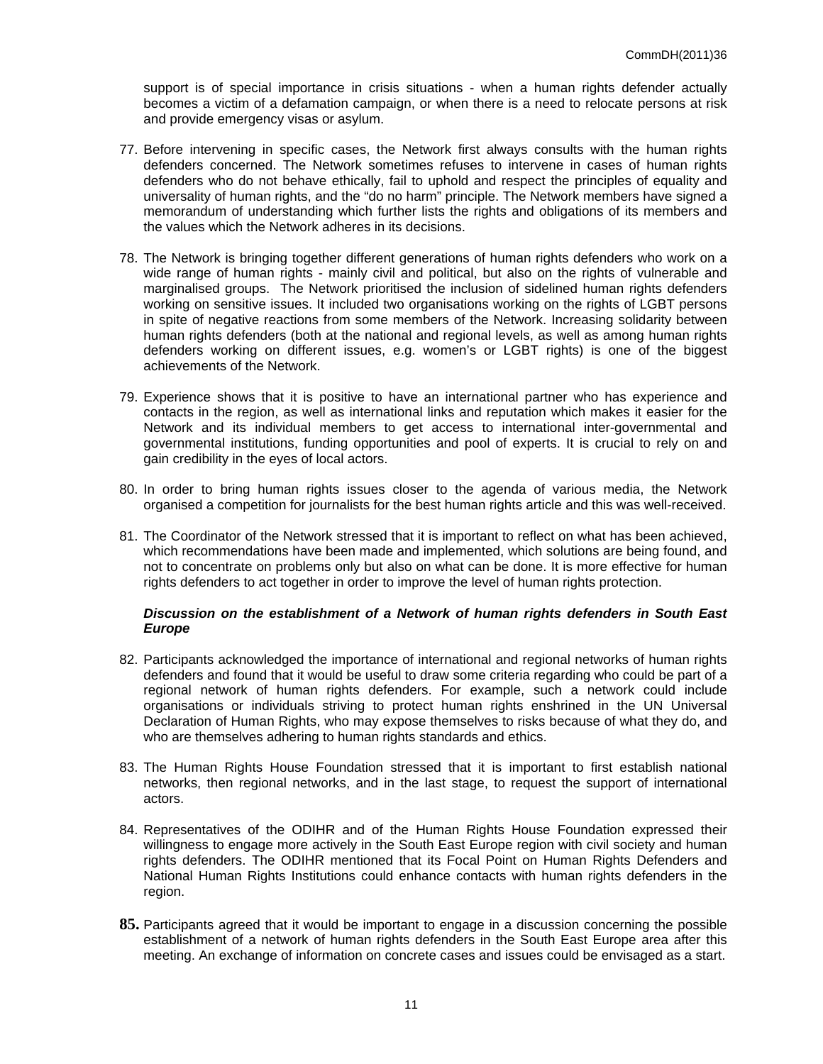support is of special importance in crisis situations - when a human rights defender actually becomes a victim of a defamation campaign, or when there is a need to relocate persons at risk and provide emergency visas or asylum.

77. Before intervening in specific cases, the Network first always consults with the human rights defenders concerned. The Network sometimes refuses to intervene in cases of human rights defenders who do not behave ethically, fail to uphold and respect the principles of equality and universality of human rights, and the “do no harm” principle. The Network members have signed a memorandum of understanding which further lists the rights and obligations of its members and the values which the Network adheres in its decisions.

78. The Network is bringing together different generations of human rights defenders who work on a wide range of human rights - mainly civil and political, but also on the rights of vulnerable and marginalised groups. The Network prioritised the inclusion of sidelined human rights defenders working on sensitive issues. It included two organisations working on the rights of LGBT persons in spite of negative reactions from some members of the Network. Increasing solidarity between human rights defenders (both at the national and regional levels, as well as among human rights defenders working on different issues, e.g. women’s or LGBT rights) is one of the biggest achievements of the Network.

79. Experience shows that it is positive to have an international partner who has experience and contacts in the region, as well as international links and reputation which makes it easier for the Network and its individual members to get access to international inter-governmental and governmental institutions, funding opportunities and pool of experts. It is crucial to rely on and gain credibility in the eyes of local actors.

80. In order to bring human rights issues closer to the agenda of various media, the Network organised a competition for journalists for the best human rights article and this was well-received.

81. The Coordinator of the Network stressed that it is important to reflect on what has been achieved, which recommendations have been made and implemented, which solutions are being found, and not to concentrate on problems only but also on what can be done. It is more effective for human rights defenders to act together in order to improve the level of human rights protection.

***Discussion on the establishment of a Network of human rights defenders in South East Europe***

82. Participants acknowledged the importance of international and regional networks of human rights defenders and found that it would be useful to draw some criteria regarding who could be part of a regional network of human rights defenders. For example, such a network could include organisations or individuals striving to protect human rights enshrined in the UN Universal Declaration of Human Rights, who may expose themselves to risks because of what they do, and who are themselves adhering to human rights standards and ethics.

83. The Human Rights House Foundation stressed that it is important to first establish national networks, then regional networks, and in the last stage, to request the support of international actors.

84. Representatives of the ODIHR and of the Human Rights House Foundation expressed their willingness to engage more actively in the South East Europe region with civil society and human rights defenders. The ODIHR mentioned that its Focal Point on Human Rights Defenders and National Human Rights Institutions could enhance contacts with human rights defenders in the region.

**85.** Participants agreed that it would be important to engage in a discussion concerning the possible establishment of a network of human rights defenders in the South East Europe area after this meeting. An exchange of information on concrete cases and issues could be envisaged as a start.